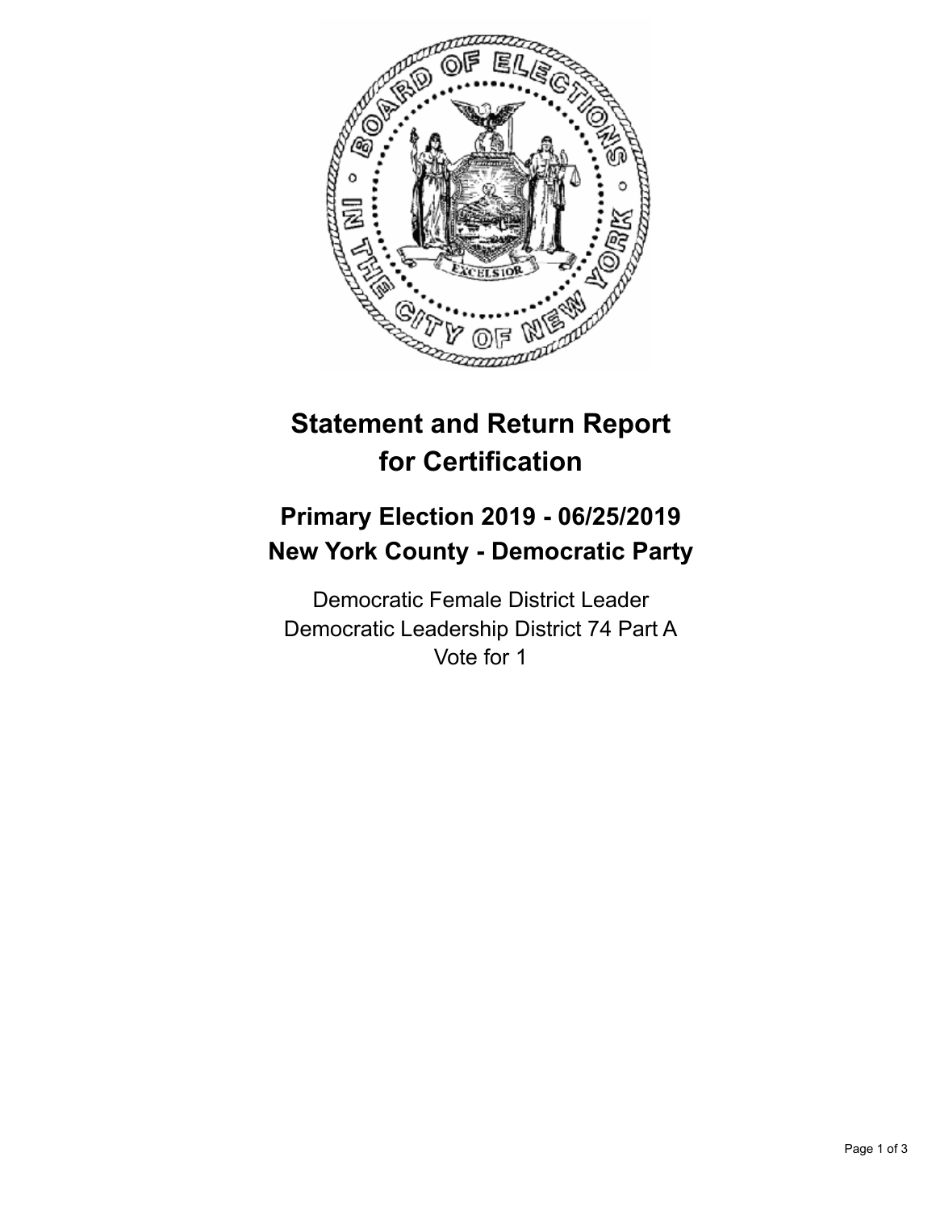# Statement and Return Report for Certification

## Primary Election 2019 - 06/25/2019
## New York County - Democratic Party

Democratic Female District Leader
Democratic Leadership District 74 Part A
Vote for 1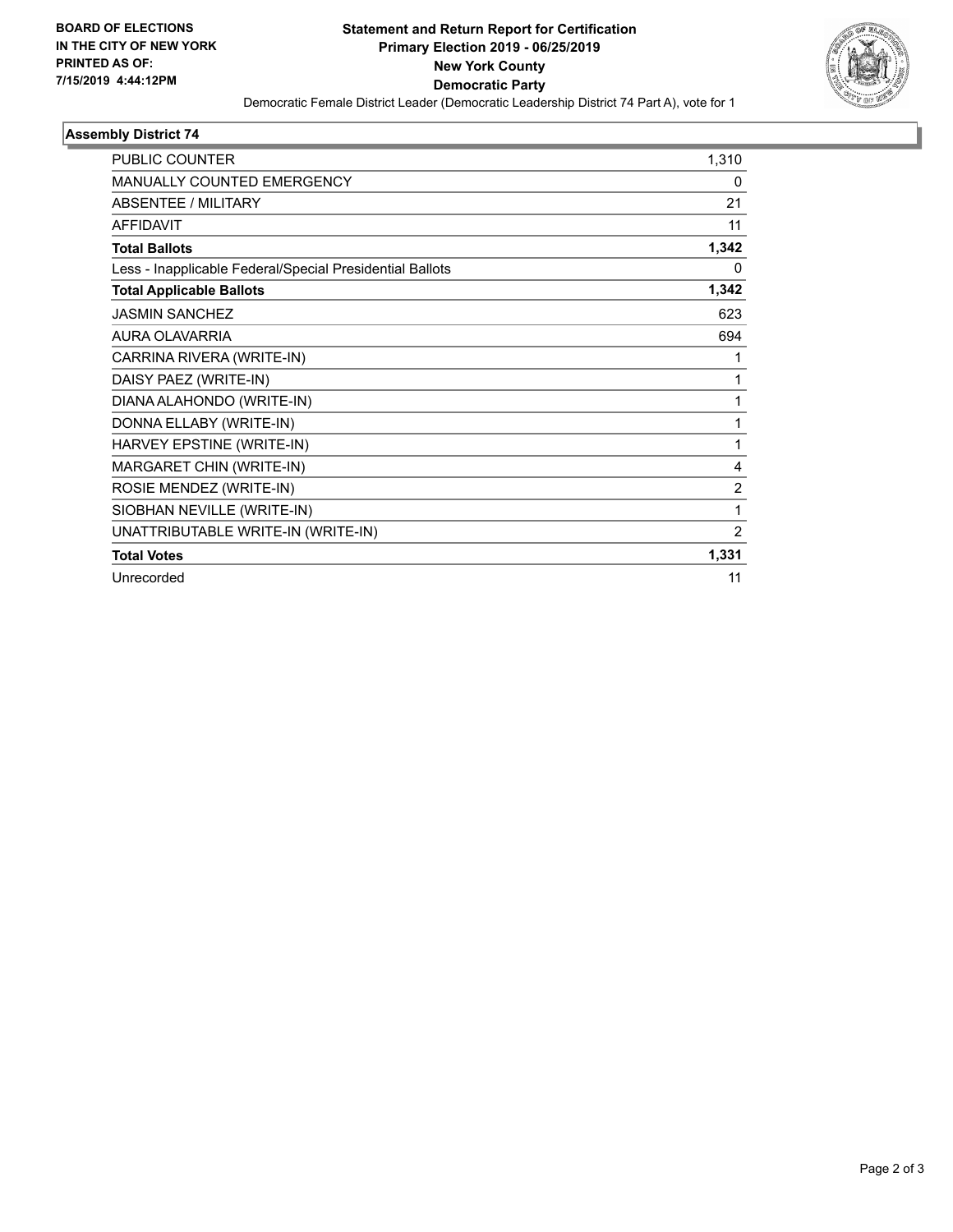**BOARD OF ELECTIONS IN THE CITY OF NEW YORK PRINTED AS OF: 7/15/2019 4:44:12PM**

# Statement and Return Report for Certification
## Primary Election 2019 - 06/25/2019
## New York County
## Democratic Party

Democratic Female District Leader (Democratic Leadership District 74 Part A), vote for 1

### Assembly District 74

| | |
|---|---|
| PUBLIC COUNTER | 1,310 |
| MANUALLY COUNTED EMERGENCY | 0 |
| ABSENTEE / MILITARY | 21 |
| AFFIDAVIT | 11 |
| **Total Ballots** | **1,342** |
| Less - Inapplicable Federal/Special Presidential Ballots | 0 |
| **Total Applicable Ballots** | **1,342** |
| JASMIN SANCHEZ | 623 |
| AURA OLAVARRIA | 694 |
| CARRINA RIVERA (WRITE-IN) | 1 |
| DAISY PAEZ (WRITE-IN) | 1 |
| DIANA ALAHONDO (WRITE-IN) | 1 |
| DONNA ELLABY (WRITE-IN) | 1 |
| HARVEY EPSTINE (WRITE-IN) | 1 |
| MARGARET CHIN (WRITE-IN) | 4 |
| ROSIE MENDEZ (WRITE-IN) | 2 |
| SIOBHAN NEVILLE (WRITE-IN) | 1 |
| UNATTRIBUTABLE WRITE-IN (WRITE-IN) | 2 |
| **Total Votes** | **1,331** |
| Unrecorded | 11 |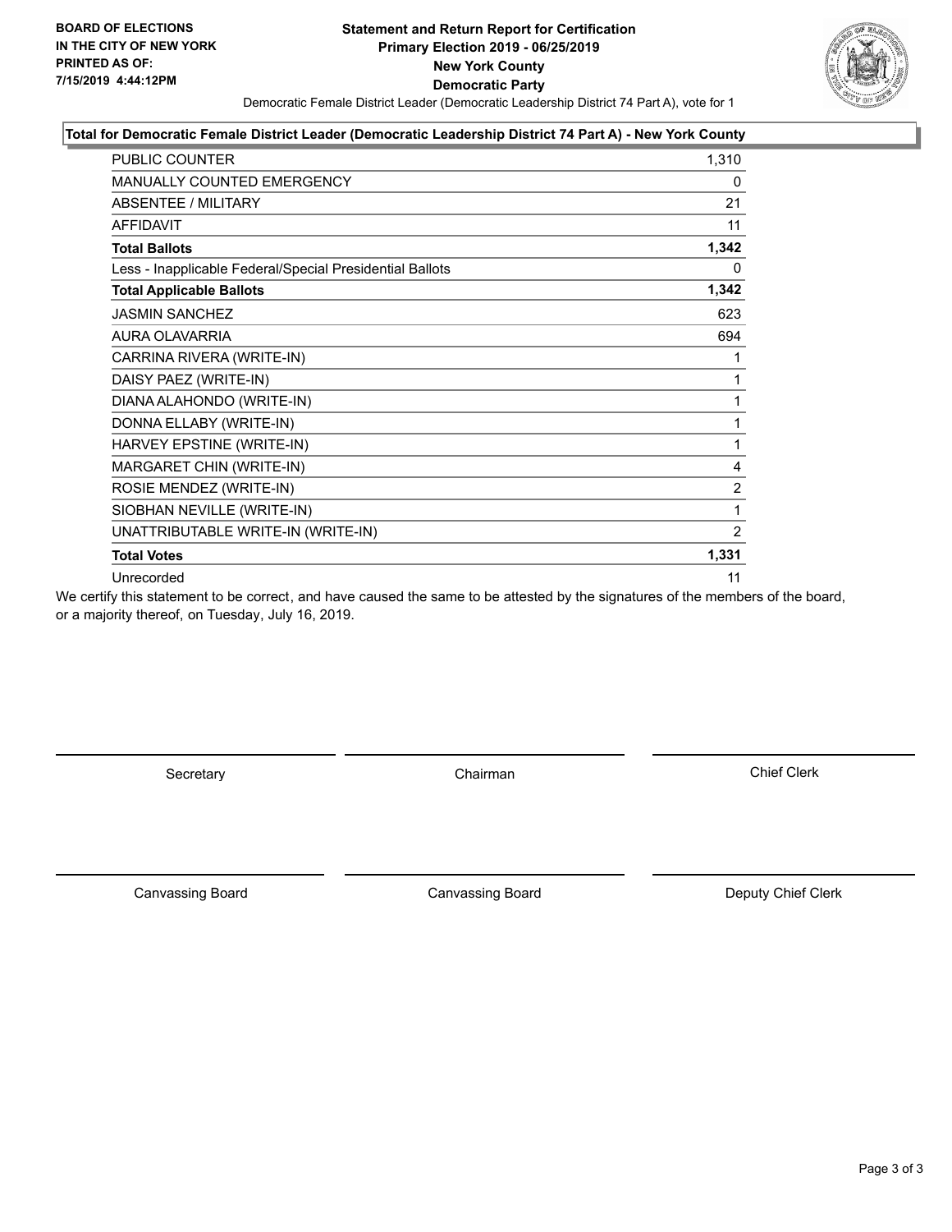**BOARD OF ELECTIONS IN THE CITY OF NEW YORK PRINTED AS OF: 7/15/2019 4:44:12PM**

# Statement and Return Report for Certification
## Primary Election 2019 - 06/25/2019
## New York County
## Democratic Party

Democratic Female District Leader (Democratic Leadership District 74 Part A), vote for 1

**Total for Democratic Female District Leader (Democratic Leadership District 74 Part A) - New York County**

| | |
|---|---|
| PUBLIC COUNTER | 1,310 |
| MANUALLY COUNTED EMERGENCY | 0 |
| ABSENTEE / MILITARY | 21 |
| AFFIDAVIT | 11 |
| **Total Ballots** | **1,342** |
| Less - Inapplicable Federal/Special Presidential Ballots | 0 |
| **Total Applicable Ballots** | **1,342** |
| JASMIN SANCHEZ | 623 |
| AURA OLAVARRIA | 694 |
| CARRINA RIVERA (WRITE-IN) | 1 |
| DAISY PAEZ (WRITE-IN) | 1 |
| DIANA ALAHONDO (WRITE-IN) | 1 |
| DONNA ELLABY (WRITE-IN) | 1 |
| HARVEY EPSTINE (WRITE-IN) | 1 |
| MARGARET CHIN (WRITE-IN) | 4 |
| ROSIE MENDEZ (WRITE-IN) | 2 |
| SIOBHAN NEVILLE (WRITE-IN) | 1 |
| UNATTRIBUTABLE WRITE-IN (WRITE-IN) | 2 |
| **Total Votes** | **1,331** |
| Unrecorded | 11 |

We certify this statement to be correct, and have caused the same to be attested by the signatures of the members of the board, or a majority thereof, on Tuesday, July 16, 2019.

Secretary

Chairman

Chief Clerk

Canvassing Board

Canvassing Board

Deputy Chief Clerk